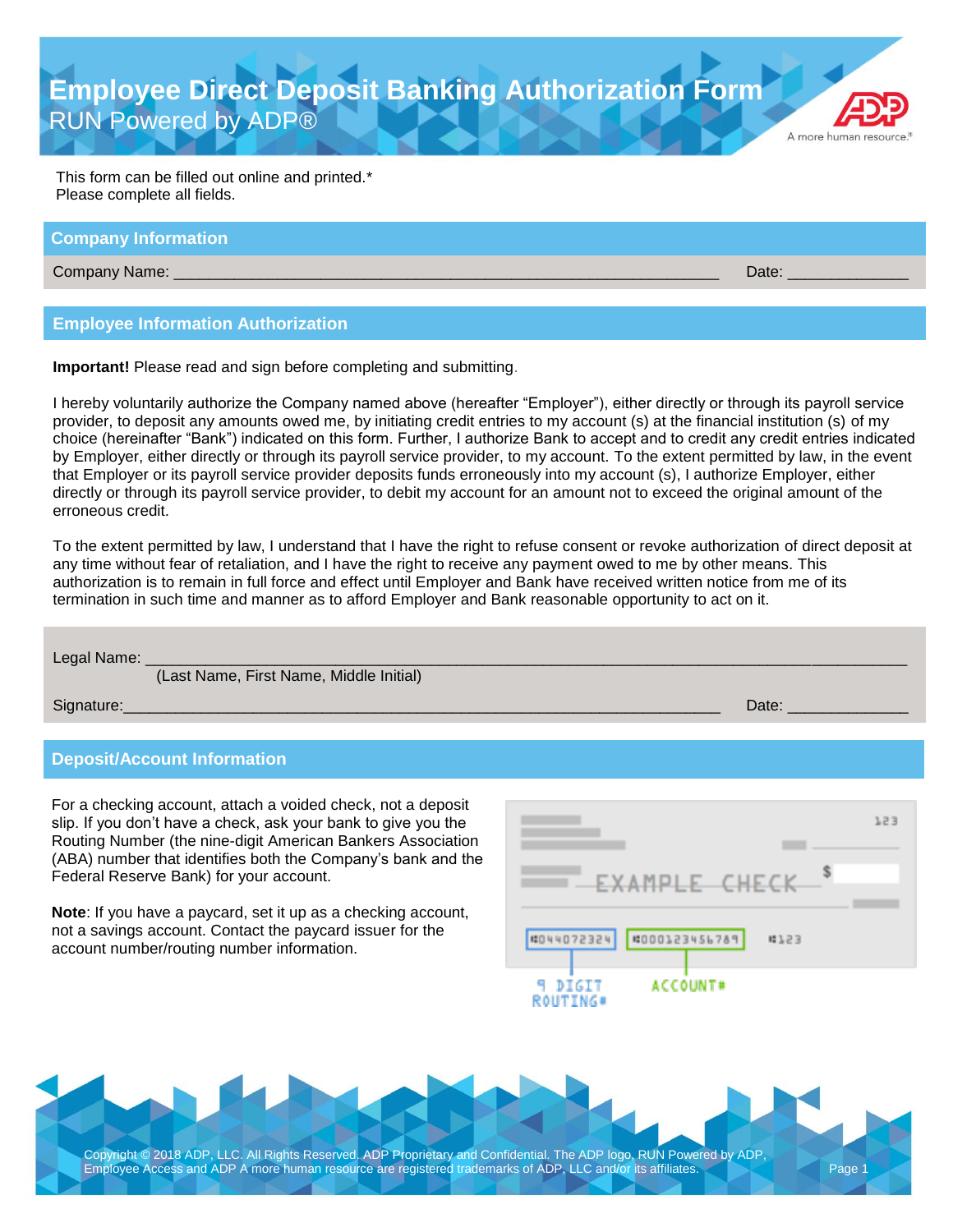# Employee Direct Deposit Banking Authorization Form

RUN Powered by ADP®

A more human resource.®

This form can be filled out online and printed.*
Please complete all fields.

## Company Information

Company Name: ___________________________________________________________ Date: _____________

## Employee Information Authorization

**Important!** Please read and sign before completing and submitting.

I hereby voluntarily authorize the Company named above (hereafter "Employer"), either directly or through its payroll service provider, to deposit any amounts owed me, by initiating credit entries to my account (s) at the financial institution (s) of my choice (hereinafter "Bank") indicated on this form. Further, I authorize Bank to accept and to credit any credit entries indicated by Employer, either directly or through its payroll service provider, to my account. To the extent permitted by law, in the event that Employer or its payroll service provider deposits funds erroneously into my account (s), I authorize Employer, either directly or through its payroll service provider, to debit my account for an amount not to exceed the original amount of the erroneous credit.

To the extent permitted by law, I understand that I have the right to refuse consent or revoke authorization of direct deposit at any time without fear of retaliation, and I have the right to receive any payment owed to me by other means. This authorization is to remain in full force and effect until Employer and Bank have received written notice from me of its termination in such time and manner as to afford Employer and Bank reasonable opportunity to act on it.

Legal Name: ____________________________________________________________________________
(Last Name, First Name, Middle Initial)

Signature:____________________________________________________________ Date: _____________

## Deposit/Account Information

For a checking account, attach a voided check, not a deposit slip. If you don't have a check, ask your bank to give you the Routing Number (the nine-digit American Bankers Association (ABA) number that identifies both the Company's bank and the Federal Reserve Bank) for your account.

**Note**: If you have a paycard, set it up as a checking account, not a savings account. Contact the paycard issuer for the account number/routing number information.

123

EXAMPLE CHECK $

⑆044072324 ⑈000123456789 ⑈123

9 DIGIT ROUTING# ACCOUNT#

Copyright © 2018 ADP, LLC. All Rights Reserved. ADP Proprietary and Confidential. The ADP logo, RUN Powered by ADP, Employee Access and ADP A more human resource are registered trademarks of ADP, LLC and/or its affiliates.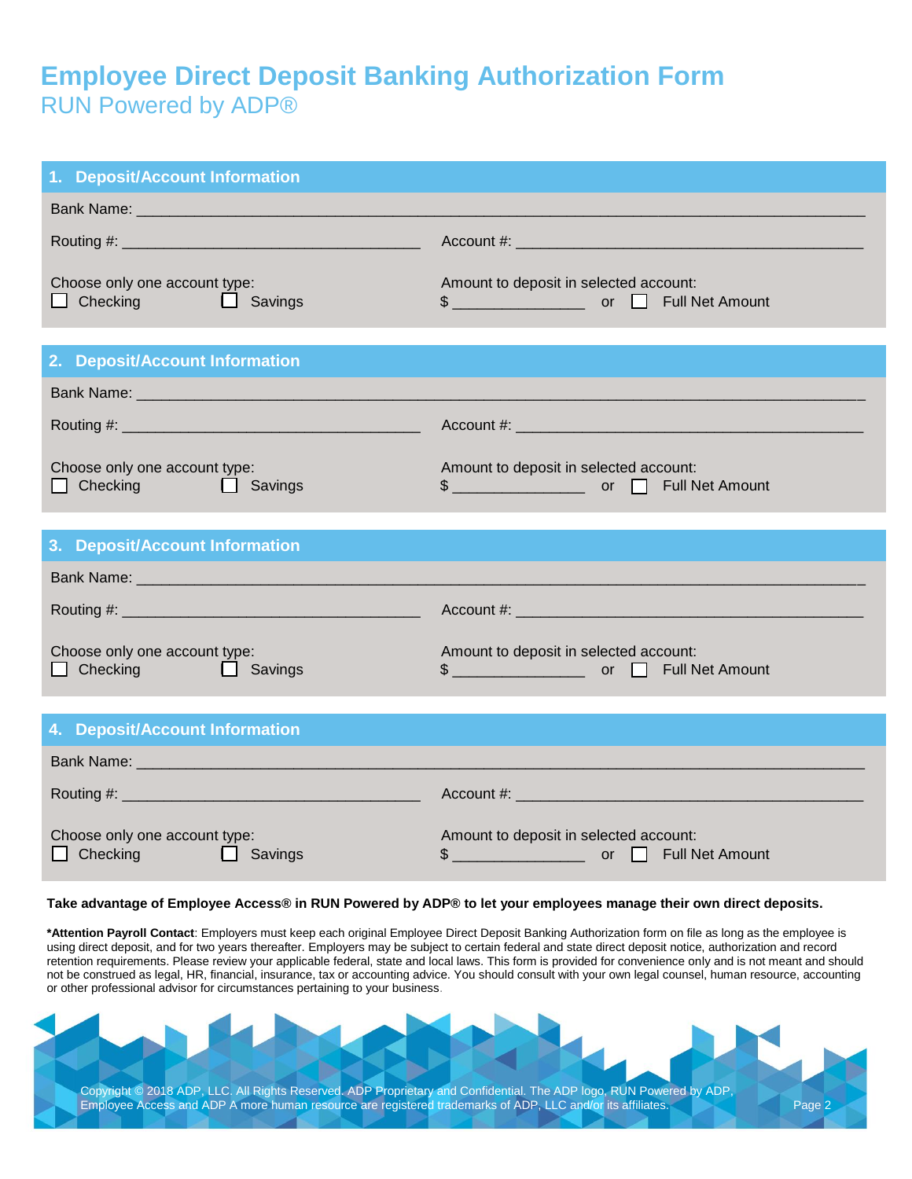# Employee Direct Deposit Banking Authorization Form

RUN Powered by ADP®

## 1. Deposit/Account Information

Bank Name: ___________________________________________________________________________

Routing #: ___________________________________ Account #: ___________________________________________

Choose only one account type:
☐ Checking ☐ Savings

Amount to deposit in selected account:
$ ________________ or ☐ Full Net Amount

## 2. Deposit/Account Information

Bank Name: ___________________________________________________________________________

Routing #: ___________________________________ Account #: ___________________________________________

Choose only one account type:
☐ Checking ☐ Savings

Amount to deposit in selected account:
$ ________________ or ☐ Full Net Amount

## 3. Deposit/Account Information

Bank Name: ___________________________________________________________________________

Routing #: ___________________________________ Account #: ___________________________________________

Choose only one account type:
☐ Checking ☐ Savings

Amount to deposit in selected account:
$ ________________ or ☐ Full Net Amount

## 4. Deposit/Account Information

Bank Name: ___________________________________________________________________________

Routing #: ___________________________________ Account #: ___________________________________________

Choose only one account type:
☐ Checking ☐ Savings

Amount to deposit in selected account:
$ ________________ or ☐ Full Net Amount

**Take advantage of Employee Access® in RUN Powered by ADP® to let your employees manage their own direct deposits.**

***Attention Payroll Contact**: Employers must keep each original Employee Direct Deposit Banking Authorization form on file as long as the employee is using direct deposit, and for two years thereafter. Employers may be subject to certain federal and state direct deposit notice, authorization and record retention requirements. Please review your applicable federal, state and local laws. This form is provided for convenience only and is not meant and should not be construed as legal, HR, financial, insurance, tax or accounting advice. You should consult with your own legal counsel, human resource, accounting or other professional advisor for circumstances pertaining to your business.

Copyright © 2018 ADP, LLC. All Rights Reserved. ADP Proprietary and Confidential. The ADP logo, RUN Powered by ADP, Employee Access and ADP A more human resource are registered trademarks of ADP, LLC and/or its affiliates.